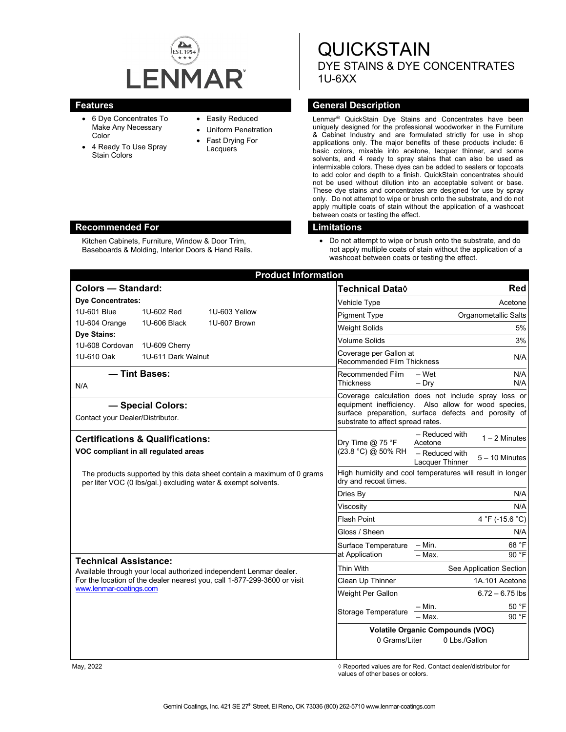# QUICKSTAIN

## DYE STAINS & DYE CONCENTRATES
## 1U-6XX

LENMAR® EST. 1954

## Features

- 6 Dye Concentrates To Make Any Necessary Color
- 4 Ready To Use Spray Stain Colors
- Easily Reduced
- Uniform Penetration
- Fast Drying For Lacquers

## General Description

Lenmar® QuickStain Dye Stains and Concentrates have been uniquely designed for the professional woodworker in the Furniture & Cabinet Industry and are formulated strictly for use in shop applications only. The major benefits of these products include: 6 basic colors, mixable into acetone, lacquer thinner, and some solvents, and 4 ready to spray stains that can also be used as intermixable colors. These dyes can be added to sealers or topcoats to add color and depth to a finish. QuickStain concentrates should not be used without dilution into an acceptable solvent or base. These dye stains and concentrates are designed for use by spray only. Do not attempt to wipe or brush onto the substrate, and do not apply multiple coats of stain without the application of a washcoat between coats or testing the effect.

## Recommended For

Kitchen Cabinets, Furniture, Window & Door Trim, Baseboards & Molding, Interior Doors & Hand Rails.

## Limitations

- Do not attempt to wipe or brush onto the substrate, and do not apply multiple coats of stain without the application of a washcoat between coats or testing the effect.

## Product Information

### Colors — Standard:

**Dye Concentrates:**

| | | |
|---|---|---|
| 1U-601 Blue | 1U-602 Red | 1U-603 Yellow |
| 1U-604 Orange | 1U-606 Black | 1U-607 Brown |

**Dye Stains:**

| | |
|---|---|
| 1U-608 Cordovan | 1U-609 Cherry |
| 1U-610 Oak | 1U-611 Dark Walnut |

### — Tint Bases:

N/A

### — Special Colors:

Contact your Dealer/Distributor.

### Certifications & Qualifications:

**VOC compliant in all regulated areas**

The products supported by this data sheet contain a maximum of 0 grams per liter VOC (0 lbs/gal.) excluding water & exempt solvents.

### Technical Assistance:

Available through your local authorized independent Lenmar dealer. For the location of the dealer nearest you, call 1-877-299-3600 or visit www.lenmar-coatings.com

| Technical Data◊ | | Red |
|---|---|---|
| Vehicle Type | | Acetone |
| Pigment Type | | Organometallic Salts |
| Weight Solids | | 5% |
| Volume Solids | | 3% |
| Coverage per Gallon at Recommended Film Thickness | | N/A |
| Recommended Film Thickness | – Wet | N/A |
| | – Dry | N/A |
| Coverage calculation does not include spray loss or equipment inefficiency. Also allow for wood species, surface preparation, surface defects and porosity of substrate to affect spread rates. | | |
| Dry Time @ 75 °F (23.8 °C) @ 50% RH | – Reduced with Acetone | 1 – 2 Minutes |
| | – Reduced with Lacquer Thinner | 5 – 10 Minutes |
| High humidity and cool temperatures will result in longer dry and recoat times. | | |
| Dries By | | N/A |
| Viscosity | | N/A |
| Flash Point | | 4 °F (-15.6 °C) |
| Gloss / Sheen | | N/A |
| Surface Temperature at Application | – Min. | 68 °F |
| | – Max. | 90 °F |
| Thin With | | See Application Section |
| Clean Up Thinner | | 1A.101 Acetone |
| Weight Per Gallon | | 6.72 – 6.75 lbs |
| Storage Temperature | – Min. | 50 °F |
| | – Max. | 90 °F |

**Volatile Organic Compounds (VOC)**

0 Grams/Liter 0 Lbs./Gallon

May, 2022

◊ Reported values are for Red. Contact dealer/distributor for values of other bases or colors.

Gemini Coatings, Inc. 421 SE 27th Street, El Reno, OK 73036 (800) 262-5710 www.lenmar-coatings.com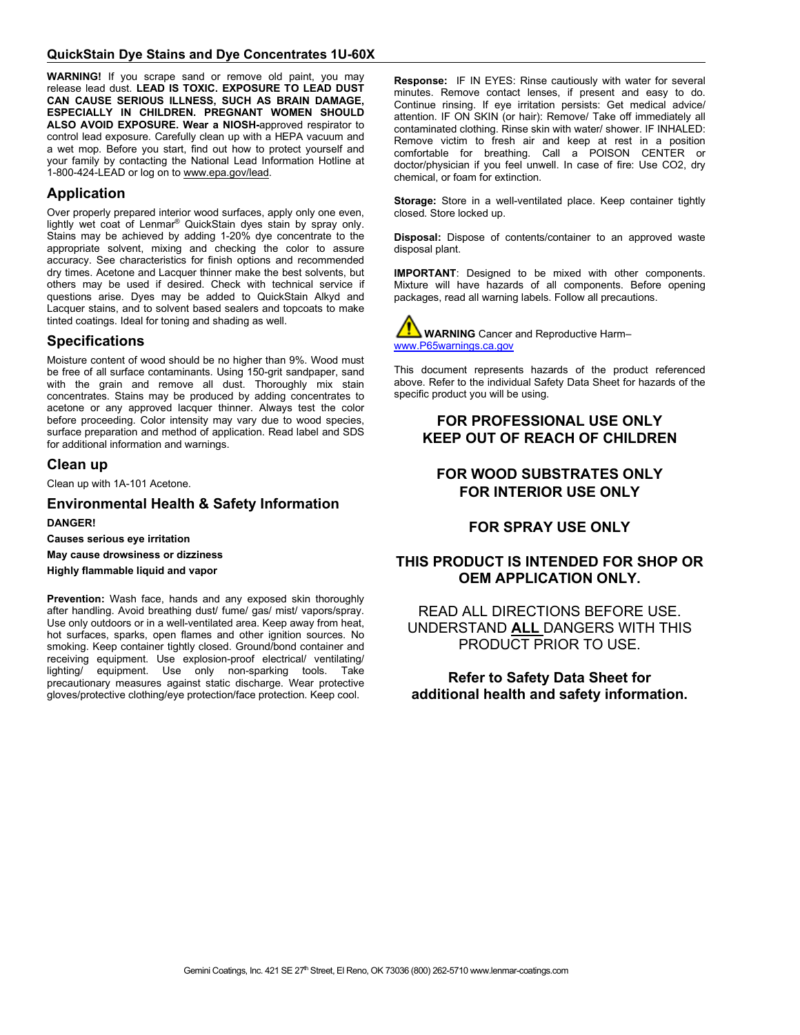## QuickStain Dye Stains and Dye Concentrates 1U-60X

**WARNING!** If you scrape sand or remove old paint, you may release lead dust. **LEAD IS TOXIC. EXPOSURE TO LEAD DUST CAN CAUSE SERIOUS ILLNESS, SUCH AS BRAIN DAMAGE, ESPECIALLY IN CHILDREN. PREGNANT WOMEN SHOULD ALSO AVOID EXPOSURE. Wear a NIOSH-**approved respirator to control lead exposure. Carefully clean up with a HEPA vacuum and a wet mop. Before you start, find out how to protect yourself and your family by contacting the National Lead Information Hotline at 1-800-424-LEAD or log on to www.epa.gov/lead.

## Application

Over properly prepared interior wood surfaces, apply only one even, lightly wet coat of Lenmar® QuickStain dyes stain by spray only. Stains may be achieved by adding 1-20% dye concentrate to the appropriate solvent, mixing and checking the color to assure accuracy. See characteristics for finish options and recommended dry times. Acetone and Lacquer thinner make the best solvents, but others may be used if desired. Check with technical service if questions arise. Dyes may be added to QuickStain Alkyd and Lacquer stains, and to solvent based sealers and topcoats to make tinted coatings. Ideal for toning and shading as well.

## Specifications

Moisture content of wood should be no higher than 9%. Wood must be free of all surface contaminants. Using 150-grit sandpaper, sand with the grain and remove all dust. Thoroughly mix stain concentrates. Stains may be produced by adding concentrates to acetone or any approved lacquer thinner. Always test the color before proceeding. Color intensity may vary due to wood species, surface preparation and method of application. Read label and SDS for additional information and warnings.

## Clean up

Clean up with 1A-101 Acetone.

## Environmental Health & Safety Information

**DANGER!**

**Causes serious eye irritation**

**May cause drowsiness or dizziness**

**Highly flammable liquid and vapor**

**Prevention:** Wash face, hands and any exposed skin thoroughly after handling. Avoid breathing dust/ fume/ gas/ mist/ vapors/spray. Use only outdoors or in a well-ventilated area. Keep away from heat, hot surfaces, sparks, open flames and other ignition sources. No smoking. Keep container tightly closed. Ground/bond container and receiving equipment. Use explosion-proof electrical/ ventilating/ lighting/ equipment. Use only non-sparking tools. Take precautionary measures against static discharge. Wear protective gloves/protective clothing/eye protection/face protection. Keep cool.

**Response:** IF IN EYES: Rinse cautiously with water for several minutes. Remove contact lenses, if present and easy to do. Continue rinsing. If eye irritation persists: Get medical advice/ attention. IF ON SKIN (or hair): Remove/ Take off immediately all contaminated clothing. Rinse skin with water/ shower. IF INHALED: Remove victim to fresh air and keep at rest in a position comfortable for breathing. Call a POISON CENTER or doctor/physician if you feel unwell. In case of fire: Use CO2, dry chemical, or foam for extinction.

**Storage:** Store in a well-ventilated place. Keep container tightly closed. Store locked up.

**Disposal:** Dispose of contents/container to an approved waste disposal plant.

**IMPORTANT**: Designed to be mixed with other components. Mixture will have hazards of all components. Before opening packages, read all warning labels. Follow all precautions.

**WARNING** Cancer and Reproductive Harm– www.P65warnings.ca.gov

This document represents hazards of the product referenced above. Refer to the individual Safety Data Sheet for hazards of the specific product you will be using.

**FOR PROFESSIONAL USE ONLY**
**KEEP OUT OF REACH OF CHILDREN**

**FOR WOOD SUBSTRATES ONLY**
**FOR INTERIOR USE ONLY**

**FOR SPRAY USE ONLY**

**THIS PRODUCT IS INTENDED FOR SHOP OR OEM APPLICATION ONLY.**

READ ALL DIRECTIONS BEFORE USE. UNDERSTAND **ALL** DANGERS WITH THIS PRODUCT PRIOR TO USE.

**Refer to Safety Data Sheet for additional health and safety information.**

Gemini Coatings, Inc. 421 SE 27th Street, El Reno, OK 73036 (800) 262-5710 www.lenmar-coatings.com